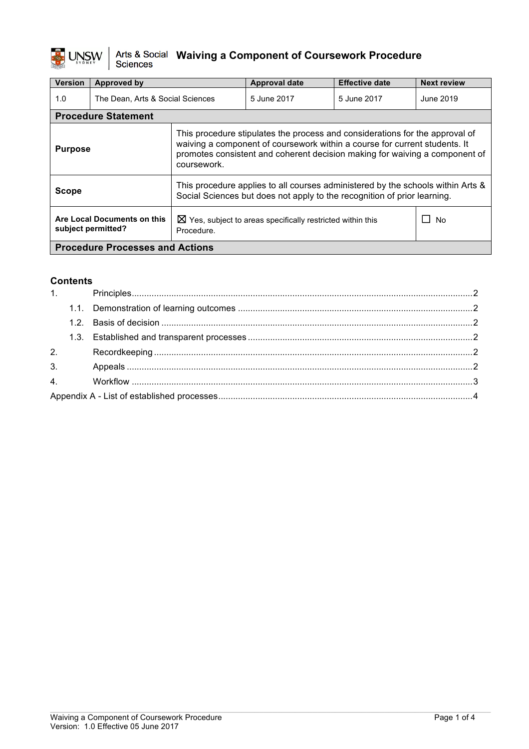# Waiving a Component of Coursework Procedure

UNSW Sydney | Arts & Social Sciences

| Version | Approved by | Approval date | Effective date | Next review |
|---|---|---|---|---|
| 1.0 | The Dean, Arts & Social Sciences | 5 June 2017 | 5 June 2017 | June 2019 |

| **Procedure Statement** | | |
|---|---|---|
| **Purpose** | This procedure stipulates the process and considerations for the approval of waiving a component of coursework within a course for current students. It promotes consistent and coherent decision making for waiving a component of coursework. | |
| **Scope** | This procedure applies to all courses administered by the schools within Arts & Social Sciences but does not apply to the recognition of prior learning. | |
| **Are Local Documents on this subject permitted?** | ☒ Yes, subject to areas specifically restricted within this Procedure. | ☐ No |
| **Procedure Processes and Actions** | | |

## Contents

1. Principles ........ 2
   - 1.1. Demonstration of learning outcomes ........ 2
   - 1.2. Basis of decision ........ 2
   - 1.3. Established and transparent processes ........ 2
2. Recordkeeping ........ 2
3. Appeals ........ 2
4. Workflow ........ 3

Appendix A - List of established processes ........ 4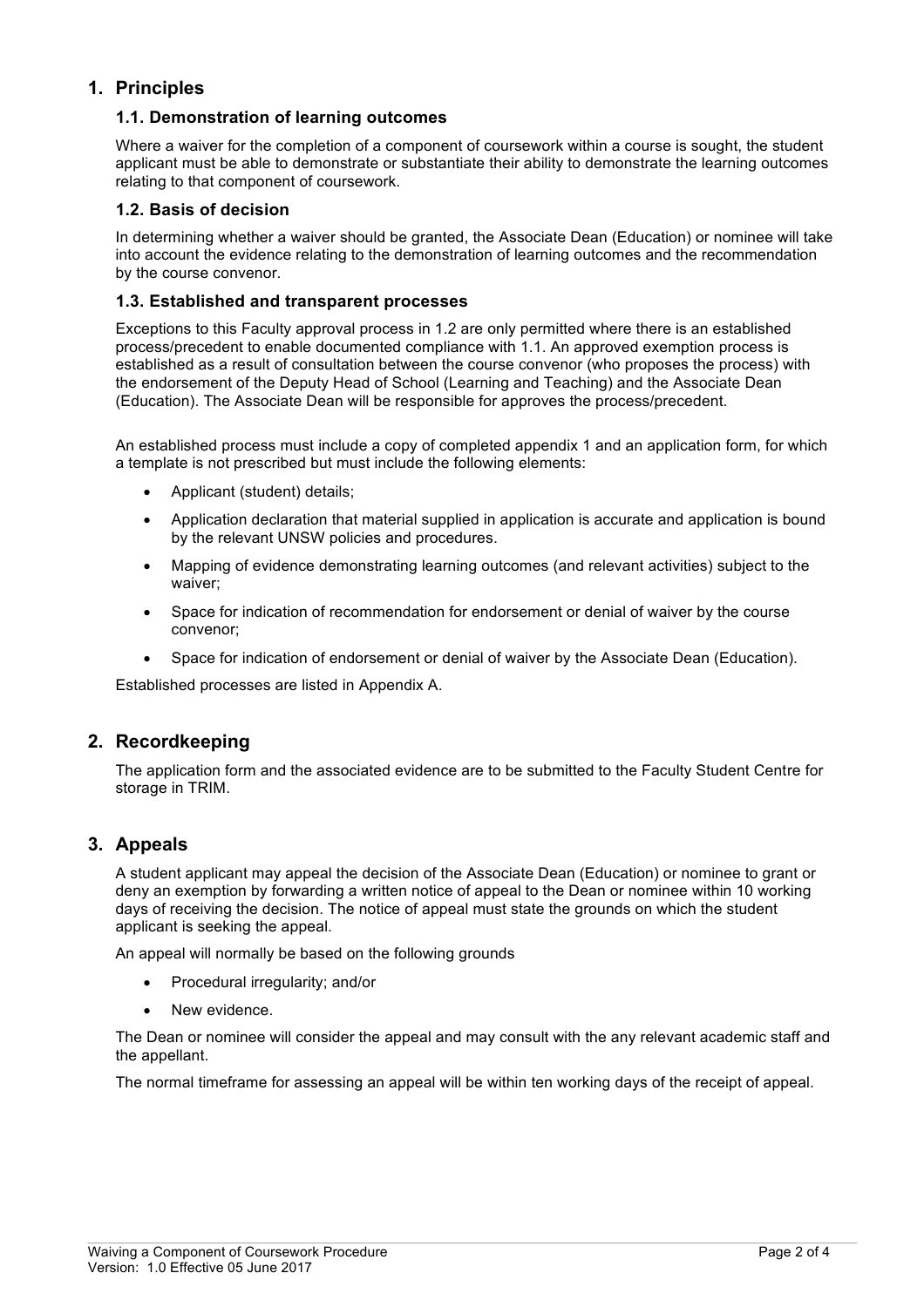## 1. Principles

### 1.1. Demonstration of learning outcomes

Where a waiver for the completion of a component of coursework within a course is sought, the student applicant must be able to demonstrate or substantiate their ability to demonstrate the learning outcomes relating to that component of coursework.

### 1.2. Basis of decision

In determining whether a waiver should be granted, the Associate Dean (Education) or nominee will take into account the evidence relating to the demonstration of learning outcomes and the recommendation by the course convenor.

### 1.3. Established and transparent processes

Exceptions to this Faculty approval process in 1.2 are only permitted where there is an established process/precedent to enable documented compliance with 1.1. An approved exemption process is established as a result of consultation between the course convenor (who proposes the process) with the endorsement of the Deputy Head of School (Learning and Teaching) and the Associate Dean (Education). The Associate Dean will be responsible for approves the process/precedent.

An established process must include a copy of completed appendix 1 and an application form, for which a template is not prescribed but must include the following elements:

- Applicant (student) details;
- Application declaration that material supplied in application is accurate and application is bound by the relevant UNSW policies and procedures.
- Mapping of evidence demonstrating learning outcomes (and relevant activities) subject to the waiver;
- Space for indication of recommendation for endorsement or denial of waiver by the course convenor;
- Space for indication of endorsement or denial of waiver by the Associate Dean (Education).

Established processes are listed in Appendix A.

## 2. Recordkeeping

The application form and the associated evidence are to be submitted to the Faculty Student Centre for storage in TRIM.

## 3. Appeals

A student applicant may appeal the decision of the Associate Dean (Education) or nominee to grant or deny an exemption by forwarding a written notice of appeal to the Dean or nominee within 10 working days of receiving the decision. The notice of appeal must state the grounds on which the student applicant is seeking the appeal.

An appeal will normally be based on the following grounds

- Procedural irregularity; and/or
- New evidence.

The Dean or nominee will consider the appeal and may consult with the any relevant academic staff and the appellant.

The normal timeframe for assessing an appeal will be within ten working days of the receipt of appeal.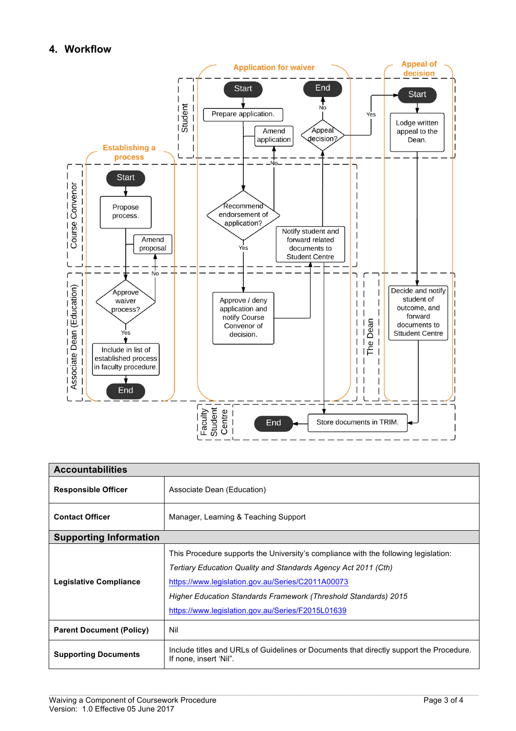## 4. Workflow

**Establishing a process**

*Course Convenor*
- Start
- Propose process.
- Amend proposal

*Associate Dean (Education)*
- Approve waiver process? (No → Amend proposal; Yes → Include in list of established process in faculty procedure.)
- Include in list of established process in faculty procedure.
- End

**Application for waiver**

*Student*
- Start
- Prepare application.
- Amend application
- Appeal decision? (No → End; Yes → Appeal of decision: Start)
- End

*Course Convenor*
- Recommend endorsement of application? (No → Amend application; Yes → Approve / deny application and notify Course Convenor of decision.)
- Notify student and forward related documents to Student Centre

*Associate Dean (Education)*
- Approve / deny application and notify Course Convenor of decision.

**Appeal of decision**

*Student*
- Start
- Lodge written appeal to the Dean.

*The Dean*
- Decide and notify student of outcome, and forward documents to Studdent Centre

*Faculty Student Centre*
- Store documents in TRIM.
- End

| **Accountabilities** | |
|---|---|
| **Responsible Officer** | Associate Dean (Education) |
| **Contact Officer** | Manager, Learning & Teaching Support |
| **Supporting Information** | |
| **Legislative Compliance** | This Procedure supports the University's compliance with the following legislation:<br>*Tertiary Education Quality and Standards Agency Act 2011 (Cth)*<br>https://www.legislation.gov.au/Series/C2011A00073<br>*Higher Education Standards Framework (Threshold Standards) 2015*<br>https://www.legislation.gov.au/Series/F2015L01639 |
| **Parent Document (Policy)** | Nil |
| **Supporting Documents** | Include titles and URLs of Guidelines or Documents that directly support the Procedure. If none, insert 'Nil". |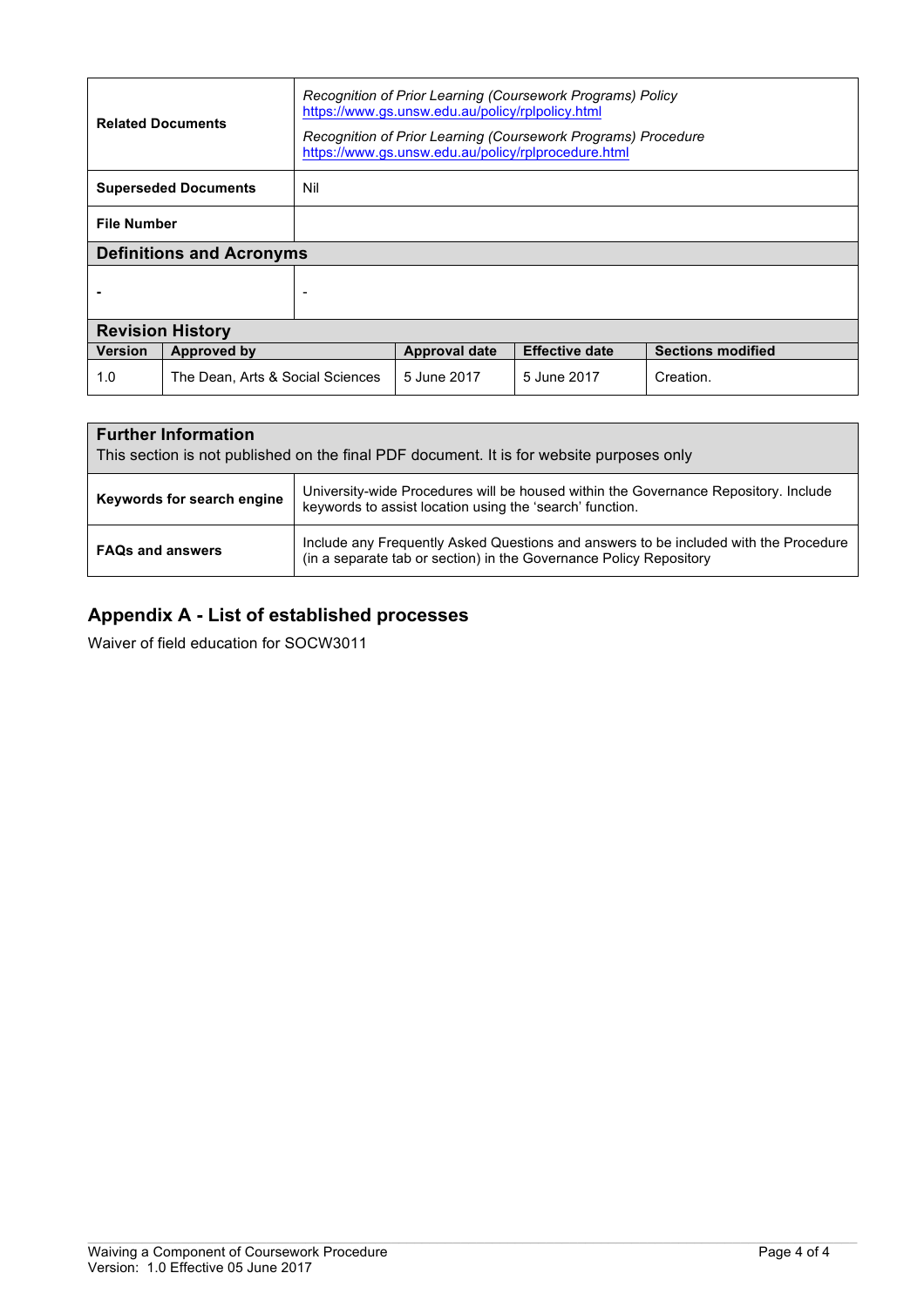| | |
|---|---|
| **Related Documents** | *Recognition of Prior Learning (Coursework Programs) Policy* https://www.gs.unsw.edu.au/policy/rplpolicy.html<br>*Recognition of Prior Learning (Coursework Programs) Procedure* https://www.gs.unsw.edu.au/policy/rplprocedure.html |
| **Superseded Documents** | Nil |
| **File Number** | |

**Definitions and Acronyms**

| | |
|---|---|
| - | - |

**Revision History**

| Version | Approved by | Approval date | Effective date | Sections modified |
|---|---|---|---|---|
| 1.0 | The Dean, Arts & Social Sciences | 5 June 2017 | 5 June 2017 | Creation. |

**Further Information**
This section is not published on the final PDF document. It is for website purposes only

| | |
|---|---|
| **Keywords for search engine** | University-wide Procedures will be housed within the Governance Repository. Include keywords to assist location using the 'search' function. |
| **FAQs and answers** | Include any Frequently Asked Questions and answers to be included with the Procedure (in a separate tab or section) in the Governance Policy Repository |

## Appendix A - List of established processes

Waiver of field education for SOCW3011